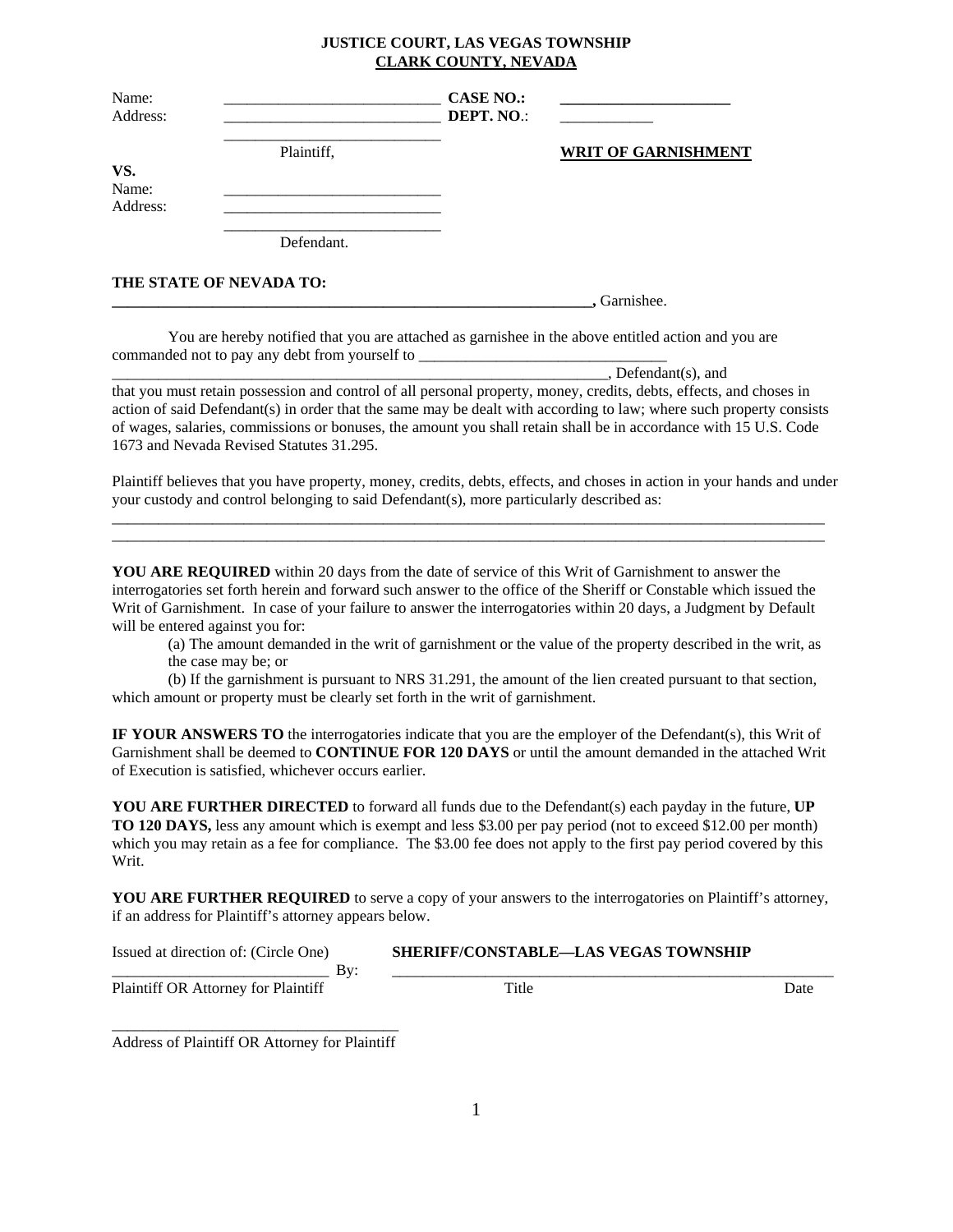**JUSTICE COURT, LAS VEGAS TOWNSHIP**
**CLARK COUNTY, NEVADA**

Name: ____________________________ **CASE NO.:** ______________________
Address: ____________________________ **DEPT. NO**.: ____________
____________________________
Plaintiff, **WRIT OF GARNISHMENT**

**VS.**
Name: ____________________________
Address: ____________________________
____________________________
Defendant.

**THE STATE OF NEVADA TO:**
**_______________________________________________________________,** Garnishee.

You are hereby notified that you are attached as garnishee in the above entitled action and you are commanded not to pay any debt from yourself to ________________________________
_________________________________________________________________, Defendant(s), and that you must retain possession and control of all personal property, money, credits, debts, effects, and choses in action of said Defendant(s) in order that the same may be dealt with according to law; where such property consists of wages, salaries, commissions or bonuses, the amount you shall retain shall be in accordance with 15 U.S. Code 1673 and Nevada Revised Statutes 31.295.

Plaintiff believes that you have property, money, credits, debts, effects, and choses in action in your hands and under your custody and control belonging to said Defendant(s), more particularly described as:
_______________________________________________________________________________________________
_______________________________________________________________________________________________

**YOU ARE REQUIRED** within 20 days from the date of service of this Writ of Garnishment to answer the interrogatories set forth herein and forward such answer to the office of the Sheriff or Constable which issued the Writ of Garnishment. In case of your failure to answer the interrogatories within 20 days, a Judgment by Default will be entered against you for:

(a) The amount demanded in the writ of garnishment or the value of the property described in the writ, as the case may be; or

(b) If the garnishment is pursuant to NRS 31.291, the amount of the lien created pursuant to that section, which amount or property must be clearly set forth in the writ of garnishment.

**IF YOUR ANSWERS TO** the interrogatories indicate that you are the employer of the Defendant(s), this Writ of Garnishment shall be deemed to **CONTINUE FOR 120 DAYS** or until the amount demanded in the attached Writ of Execution is satisfied, whichever occurs earlier.

**YOU ARE FURTHER DIRECTED** to forward all funds due to the Defendant(s) each payday in the future, **UP TO 120 DAYS,** less any amount which is exempt and less $3.00 per pay period (not to exceed $12.00 per month) which you may retain as a fee for compliance. The $3.00 fee does not apply to the first pay period covered by this Writ.

**YOU ARE FURTHER REQUIRED** to serve a copy of your answers to the interrogatories on Plaintiff's attorney, if an address for Plaintiff's attorney appears below.

Issued at direction of: (Circle One) **SHERIFF/CONSTABLE—LAS VEGAS TOWNSHIP**
____________________________ By: ____________________________________________________________
Plaintiff OR Attorney for Plaintiff Title Date

______________________________________
Address of Plaintiff OR Attorney for Plaintiff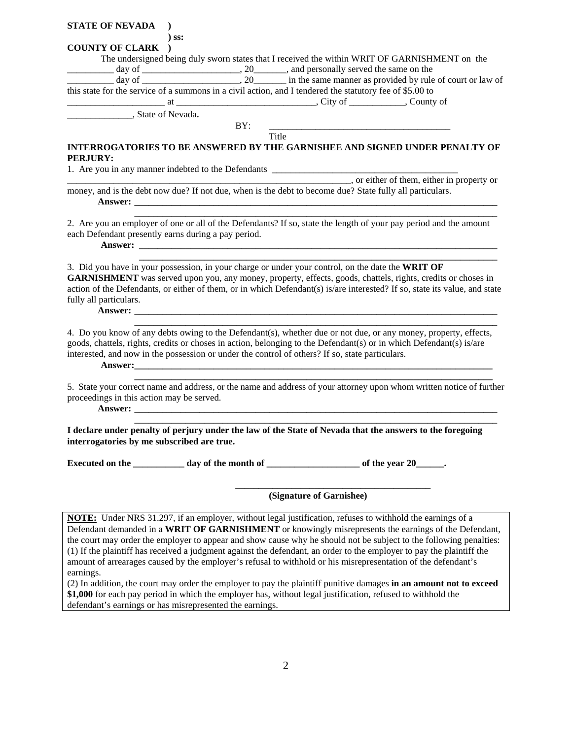**STATE OF NEVADA )**
**) ss:**
**COUNTY OF CLARK )**

The undersigned being duly sworn states that I received the within WRIT OF GARNISHMENT on the __________ day of _____________________, 20_______, and personally served the same on the __________ day of _____________________, 20_______ in the same manner as provided by rule of court or law of this state for the service of a summons in a civil action, and I tendered the statutory fee of $5.00 to _____________________ at ______________________________, City of ____________, County of ______________, State of Nevada.

BY: ________________________________________
Title

**INTERROGATORIES TO BE ANSWERED BY THE GARNISHEE AND SIGNED UNDER PENALTY OF PERJURY:**

1. Are you in any manner indebted to the Defendants __________________________________________ _________________________________________________________________, or either of them, either in property or money, and is the debt now due? If not due, when is the debt to become due? State fully all particulars.

**Answer: ________________________________________________________________________________**
**________________________________________________________________________________**

2. Are you an employer of one or all of the Defendants? If so, state the length of your pay period and the amount each Defendant presently earns during a pay period.

**Answer: ________________________________________________________________________________**
**________________________________________________________________________________**

3. Did you have in your possession, in your charge or under your control, on the date the **WRIT OF GARNISHMENT** was served upon you, any money, property, effects, goods, chattels, rights, credits or choses in action of the Defendants, or either of them, or in which Defendant(s) is/are interested? If so, state its value, and state fully all particulars.

**Answer: ________________________________________________________________________________**
**________________________________________________________________________________**

4. Do you know of any debts owing to the Defendant(s), whether due or not due, or any money, property, effects, goods, chattels, rights, credits or choses in action, belonging to the Defendant(s) or in which Defendant(s) is/are interested, and now in the possession or under the control of others? If so, state particulars.

**Answer:________________________________________________________________________________**
**________________________________________________________________________________**

5. State your correct name and address, or the name and address of your attorney upon whom written notice of further proceedings in this action may be served.

**Answer: ________________________________________________________________________________**
**________________________________________________________________________________**

**I declare under penalty of perjury under the law of the State of Nevada that the answers to the foregoing interrogatories by me subscribed are true.**

**Executed on the ___________ day of the month of ____________________ of the year 20______.**

**__________________________________________**
**(Signature of Garnishee)**

**NOTE:** Under NRS 31.297, if an employer, without legal justification, refuses to withhold the earnings of a Defendant demanded in a **WRIT OF GARNISHMENT** or knowingly misrepresents the earnings of the Defendant, the court may order the employer to appear and show cause why he should not be subject to the following penalties:
(1) If the plaintiff has received a judgment against the defendant, an order to the employer to pay the plaintiff the amount of arrearages caused by the employer's refusal to withhold or his misrepresentation of the defendant's earnings.
(2) In addition, the court may order the employer to pay the plaintiff punitive damages **in an amount not to exceed $1,000** for each pay period in which the employer has, without legal justification, refused to withhold the defendant's earnings or has misrepresented the earnings.